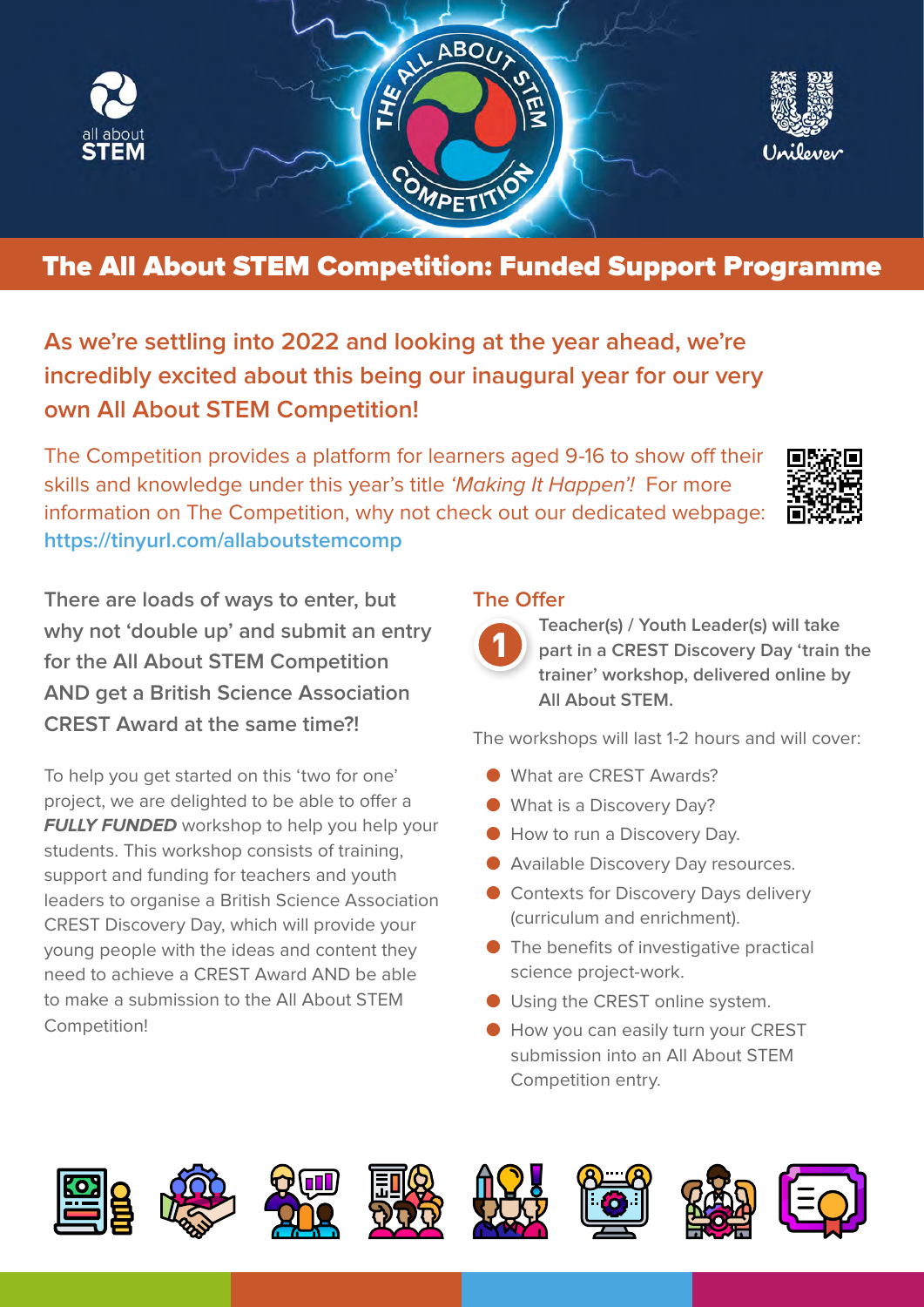# The All About STEM Competition: Funded Support Programme

**As we're settling into 2022 and looking at the year ahead, we're incredibly excited about this being our inaugural year for our very own All About STEM Competition!**

The Competition provides a platform for learners aged 9-16 to show off their skills and knowledge under this year's title *'Making It Happen'!* For more information on The Competition, why not check out our dedicated webpage: https://tinyurl.com/allaboutstemcomp

**There are loads of ways to enter, but why not 'double up' and submit an entry for the All About STEM Competition AND get a British Science Association CREST Award at the same time?!**

To help you get started on this 'two for one' project, we are delighted to be able to offer a ***FULLY FUNDED*** workshop to help you help your students. This workshop consists of training, support and funding for teachers and youth leaders to organise a British Science Association CREST Discovery Day, which will provide your young people with the ideas and content they need to achieve a CREST Award AND be able to make a submission to the All About STEM Competition!

## The Offer

**1** **Teacher(s) / Youth Leader(s) will take part in a CREST Discovery Day 'train the trainer' workshop, delivered online by All About STEM.**

The workshops will last 1-2 hours and will cover:

- What are CREST Awards?
- What is a Discovery Day?
- How to run a Discovery Day.
- Available Discovery Day resources.
- Contexts for Discovery Days delivery (curriculum and enrichment).
- The benefits of investigative practical science project-work.
- Using the CREST online system.
- How you can easily turn your CREST submission into an All About STEM Competition entry.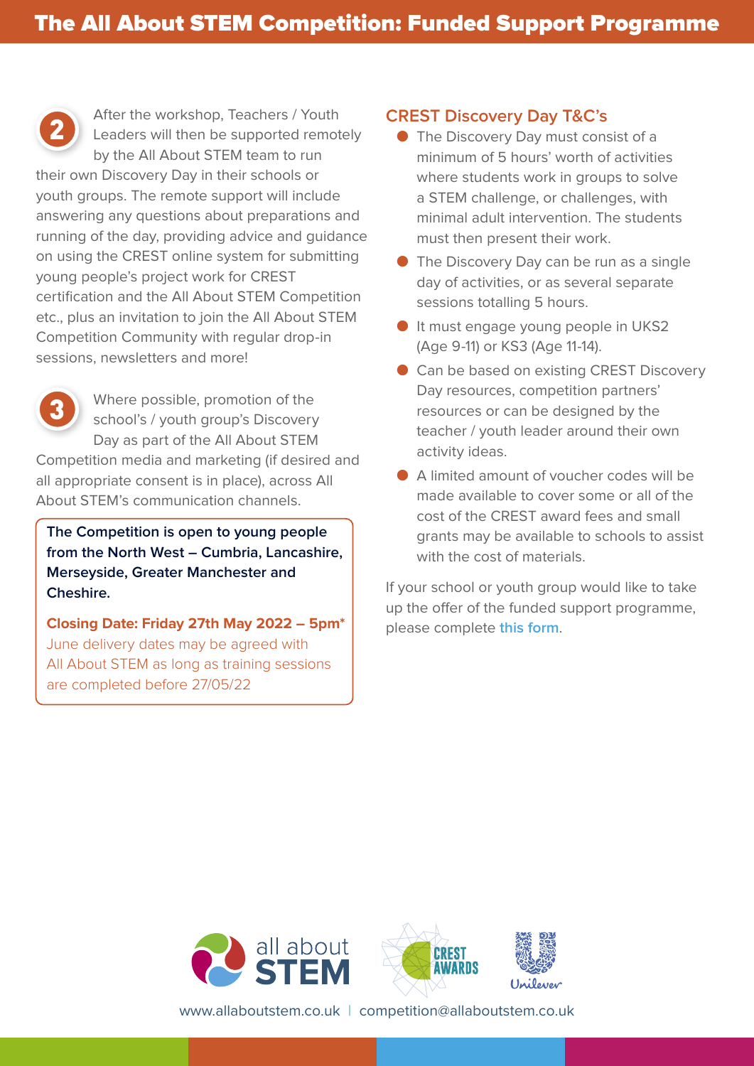# The All About STEM Competition: Funded Support Programme

2. After the workshop, Teachers / Youth Leaders will then be supported remotely by the All About STEM team to run their own Discovery Day in their schools or youth groups. The remote support will include answering any questions about preparations and running of the day, providing advice and guidance on using the CREST online system for submitting young people's project work for CREST certification and the All About STEM Competition etc., plus an invitation to join the All About STEM Competition Community with regular drop-in sessions, newsletters and more!

3. Where possible, promotion of the school's / youth group's Discovery Day as part of the All About STEM Competition media and marketing (if desired and all appropriate consent is in place), across All About STEM's communication channels.

**The Competition is open to young people from the North West – Cumbria, Lancashire, Merseyside, Greater Manchester and Cheshire.**

**Closing Date: Friday 27th May 2022 – 5pm***
June delivery dates may be agreed with All About STEM as long as training sessions are completed before 27/05/22

## CREST Discovery Day T&C's

- The Discovery Day must consist of a minimum of 5 hours' worth of activities where students work in groups to solve a STEM challenge, or challenges, with minimal adult intervention. The students must then present their work.
- The Discovery Day can be run as a single day of activities, or as several separate sessions totalling 5 hours.
- It must engage young people in UKS2 (Age 9-11) or KS3 (Age 11-14).
- Can be based on existing CREST Discovery Day resources, competition partners' resources or can be designed by the teacher / youth leader around their own activity ideas.
- A limited amount of voucher codes will be made available to cover some or all of the cost of the CREST award fees and small grants may be available to schools to assist with the cost of materials.

If your school or youth group would like to take up the offer of the funded support programme, please complete this form.

all about STEM | CREST AWARDS | Unilever

www.allaboutstem.co.uk | competition@allaboutstem.co.uk